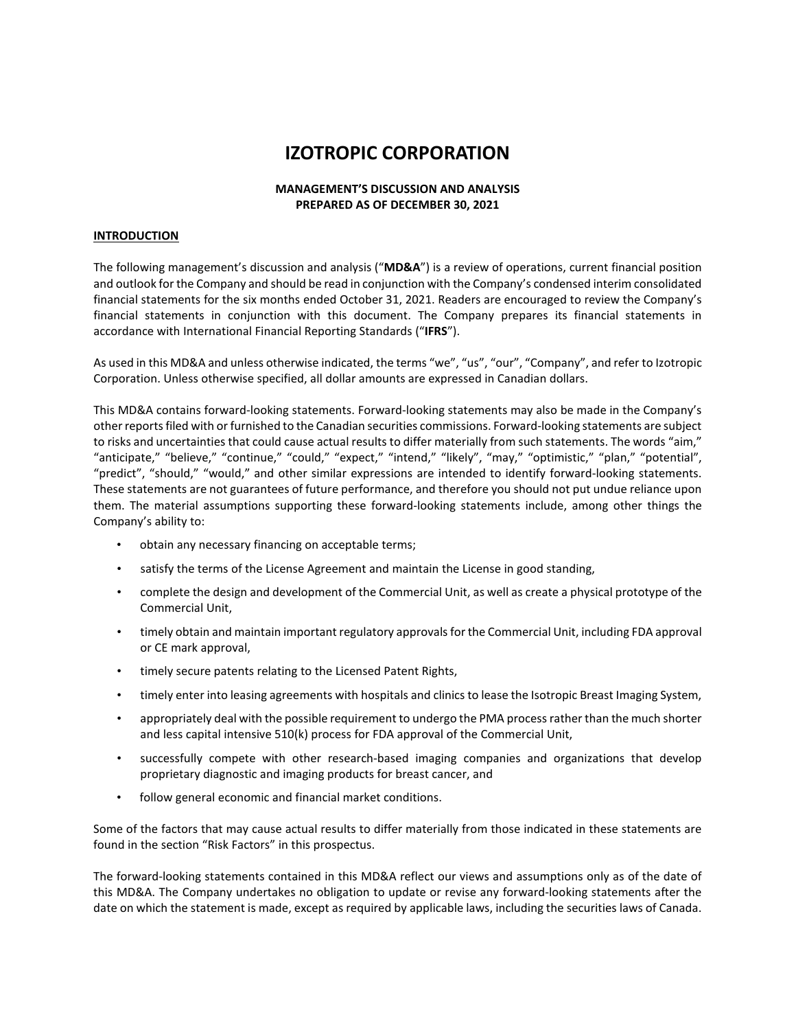# IZOTROPIC CORPORATION

**MANAGEMENT'S DISCUSSION AND ANALYSIS**
**PREPARED AS OF DECEMBER 30, 2021**

## INTRODUCTION

The following management's discussion and analysis ("**MD&A**") is a review of operations, current financial position and outlook for the Company and should be read in conjunction with the Company's condensed interim consolidated financial statements for the six months ended October 31, 2021. Readers are encouraged to review the Company's financial statements in conjunction with this document. The Company prepares its financial statements in accordance with International Financial Reporting Standards ("**IFRS**").

As used in this MD&A and unless otherwise indicated, the terms "we", "us", "our", "Company", and refer to Izotropic Corporation. Unless otherwise specified, all dollar amounts are expressed in Canadian dollars.

This MD&A contains forward-looking statements. Forward-looking statements may also be made in the Company's other reports filed with or furnished to the Canadian securities commissions. Forward-looking statements are subject to risks and uncertainties that could cause actual results to differ materially from such statements. The words "aim," "anticipate," "believe," "continue," "could," "expect," "intend," "likely", "may," "optimistic," "plan," "potential", "predict", "should," "would," and other similar expressions are intended to identify forward-looking statements. These statements are not guarantees of future performance, and therefore you should not put undue reliance upon them. The material assumptions supporting these forward-looking statements include, among other things the Company's ability to:

- obtain any necessary financing on acceptable terms;
- satisfy the terms of the License Agreement and maintain the License in good standing,
- complete the design and development of the Commercial Unit, as well as create a physical prototype of the Commercial Unit,
- timely obtain and maintain important regulatory approvals for the Commercial Unit, including FDA approval or CE mark approval,
- timely secure patents relating to the Licensed Patent Rights,
- timely enter into leasing agreements with hospitals and clinics to lease the Isotropic Breast Imaging System,
- appropriately deal with the possible requirement to undergo the PMA process rather than the much shorter and less capital intensive 510(k) process for FDA approval of the Commercial Unit,
- successfully compete with other research-based imaging companies and organizations that develop proprietary diagnostic and imaging products for breast cancer, and
- follow general economic and financial market conditions.

Some of the factors that may cause actual results to differ materially from those indicated in these statements are found in the section "Risk Factors" in this prospectus.

The forward-looking statements contained in this MD&A reflect our views and assumptions only as of the date of this MD&A. The Company undertakes no obligation to update or revise any forward-looking statements after the date on which the statement is made, except as required by applicable laws, including the securities laws of Canada.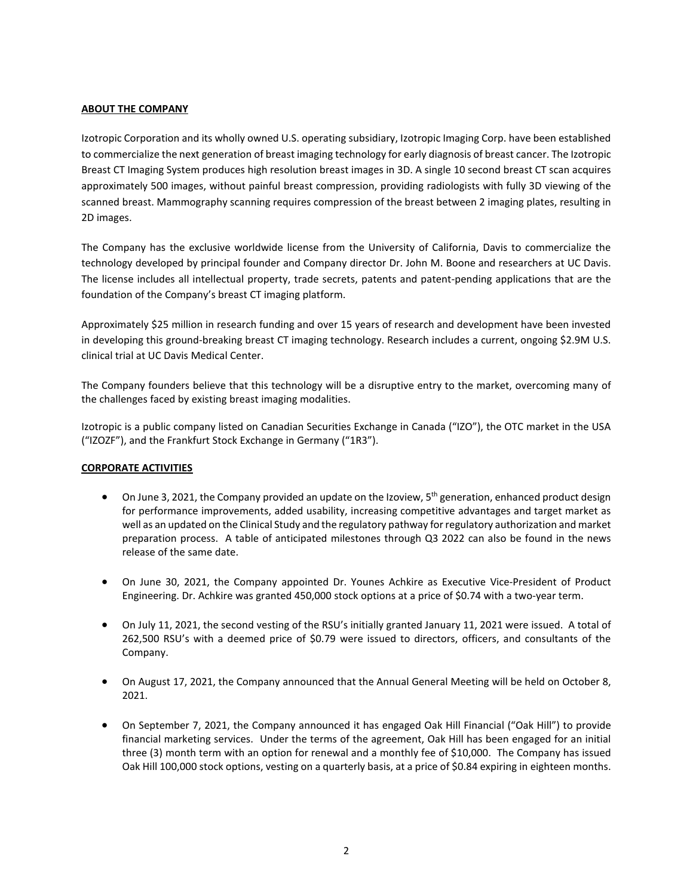## ABOUT THE COMPANY

Izotropic Corporation and its wholly owned U.S. operating subsidiary, Izotropic Imaging Corp. have been established to commercialize the next generation of breast imaging technology for early diagnosis of breast cancer. The Izotropic Breast CT Imaging System produces high resolution breast images in 3D. A single 10 second breast CT scan acquires approximately 500 images, without painful breast compression, providing radiologists with fully 3D viewing of the scanned breast. Mammography scanning requires compression of the breast between 2 imaging plates, resulting in 2D images.

The Company has the exclusive worldwide license from the University of California, Davis to commercialize the technology developed by principal founder and Company director Dr. John M. Boone and researchers at UC Davis. The license includes all intellectual property, trade secrets, patents and patent-pending applications that are the foundation of the Company's breast CT imaging platform.

Approximately $25 million in research funding and over 15 years of research and development have been invested in developing this ground-breaking breast CT imaging technology. Research includes a current, ongoing $2.9M U.S. clinical trial at UC Davis Medical Center.

The Company founders believe that this technology will be a disruptive entry to the market, overcoming many of the challenges faced by existing breast imaging modalities.

Izotropic is a public company listed on Canadian Securities Exchange in Canada ("IZO"), the OTC market in the USA ("IZOZF"), and the Frankfurt Stock Exchange in Germany ("1R3").

## CORPORATE ACTIVITIES

- On June 3, 2021, the Company provided an update on the Izoview, 5th generation, enhanced product design for performance improvements, added usability, increasing competitive advantages and target market as well as an updated on the Clinical Study and the regulatory pathway for regulatory authorization and market preparation process. A table of anticipated milestones through Q3 2022 can also be found in the news release of the same date.

- On June 30, 2021, the Company appointed Dr. Younes Achkire as Executive Vice-President of Product Engineering. Dr. Achkire was granted 450,000 stock options at a price of $0.74 with a two-year term.

- On July 11, 2021, the second vesting of the RSU's initially granted January 11, 2021 were issued. A total of 262,500 RSU's with a deemed price of $0.79 were issued to directors, officers, and consultants of the Company.

- On August 17, 2021, the Company announced that the Annual General Meeting will be held on October 8, 2021.

- On September 7, 2021, the Company announced it has engaged Oak Hill Financial ("Oak Hill") to provide financial marketing services. Under the terms of the agreement, Oak Hill has been engaged for an initial three (3) month term with an option for renewal and a monthly fee of $10,000. The Company has issued Oak Hill 100,000 stock options, vesting on a quarterly basis, at a price of $0.84 expiring in eighteen months.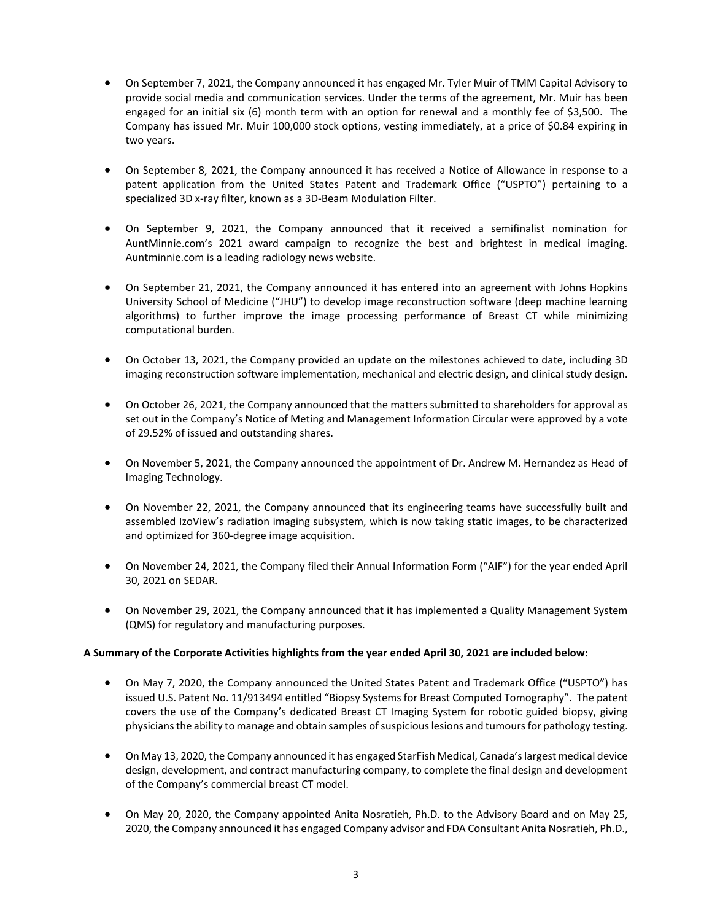- On September 7, 2021, the Company announced it has engaged Mr. Tyler Muir of TMM Capital Advisory to provide social media and communication services. Under the terms of the agreement, Mr. Muir has been engaged for an initial six (6) month term with an option for renewal and a monthly fee of $3,500. The Company has issued Mr. Muir 100,000 stock options, vesting immediately, at a price of $0.84 expiring in two years.

- On September 8, 2021, the Company announced it has received a Notice of Allowance in response to a patent application from the United States Patent and Trademark Office ("USPTO") pertaining to a specialized 3D x-ray filter, known as a 3D-Beam Modulation Filter.

- On September 9, 2021, the Company announced that it received a semifinalist nomination for AuntMinnie.com's 2021 award campaign to recognize the best and brightest in medical imaging. Auntminnie.com is a leading radiology news website.

- On September 21, 2021, the Company announced it has entered into an agreement with Johns Hopkins University School of Medicine ("JHU") to develop image reconstruction software (deep machine learning algorithms) to further improve the image processing performance of Breast CT while minimizing computational burden.

- On October 13, 2021, the Company provided an update on the milestones achieved to date, including 3D imaging reconstruction software implementation, mechanical and electric design, and clinical study design.

- On October 26, 2021, the Company announced that the matters submitted to shareholders for approval as set out in the Company's Notice of Meting and Management Information Circular were approved by a vote of 29.52% of issued and outstanding shares.

- On November 5, 2021, the Company announced the appointment of Dr. Andrew M. Hernandez as Head of Imaging Technology.

- On November 22, 2021, the Company announced that its engineering teams have successfully built and assembled IzoView's radiation imaging subsystem, which is now taking static images, to be characterized and optimized for 360-degree image acquisition.

- On November 24, 2021, the Company filed their Annual Information Form ("AIF") for the year ended April 30, 2021 on SEDAR.

- On November 29, 2021, the Company announced that it has implemented a Quality Management System (QMS) for regulatory and manufacturing purposes.

**A Summary of the Corporate Activities highlights from the year ended April 30, 2021 are included below:**

- On May 7, 2020, the Company announced the United States Patent and Trademark Office ("USPTO") has issued U.S. Patent No. 11/913494 entitled "Biopsy Systems for Breast Computed Tomography". The patent covers the use of the Company's dedicated Breast CT Imaging System for robotic guided biopsy, giving physicians the ability to manage and obtain samples of suspicious lesions and tumours for pathology testing.

- On May 13, 2020, the Company announced it has engaged StarFish Medical, Canada's largest medical device design, development, and contract manufacturing company, to complete the final design and development of the Company's commercial breast CT model.

- On May 20, 2020, the Company appointed Anita Nosratieh, Ph.D. to the Advisory Board and on May 25, 2020, the Company announced it has engaged Company advisor and FDA Consultant Anita Nosratieh, Ph.D.,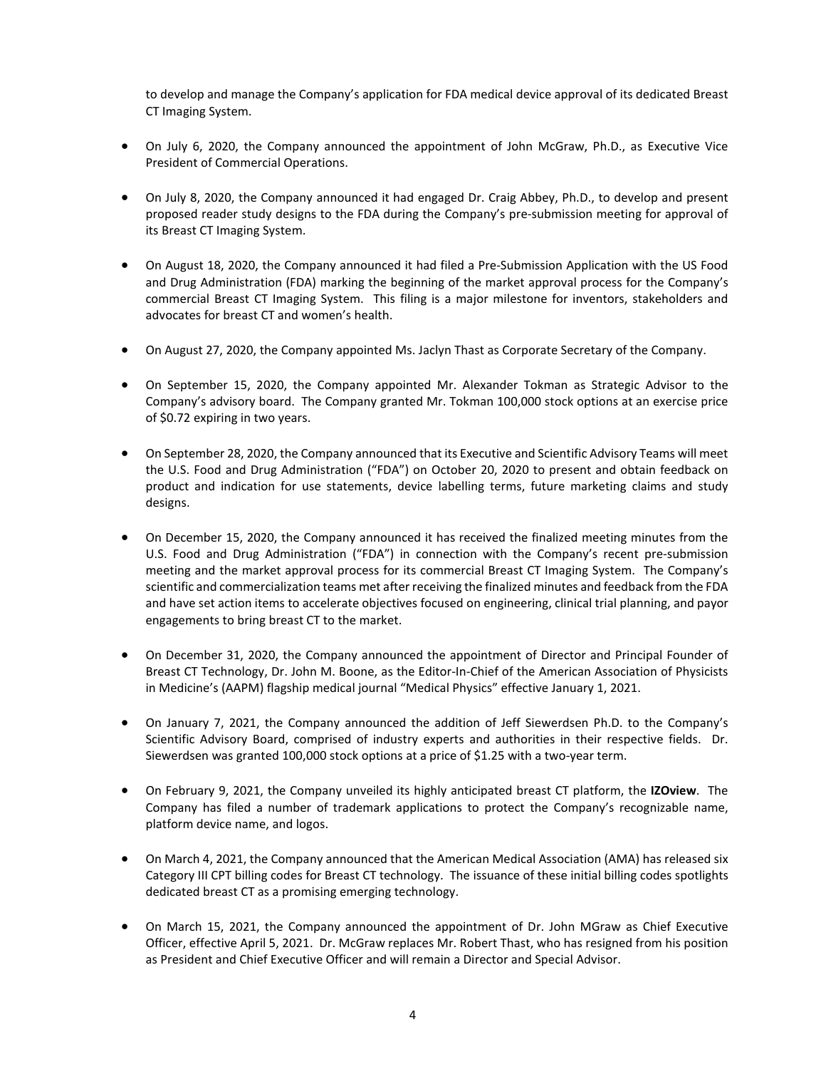to develop and manage the Company's application for FDA medical device approval of its dedicated Breast CT Imaging System.

- On July 6, 2020, the Company announced the appointment of John McGraw, Ph.D., as Executive Vice President of Commercial Operations.

- On July 8, 2020, the Company announced it had engaged Dr. Craig Abbey, Ph.D., to develop and present proposed reader study designs to the FDA during the Company's pre-submission meeting for approval of its Breast CT Imaging System.

- On August 18, 2020, the Company announced it had filed a Pre-Submission Application with the US Food and Drug Administration (FDA) marking the beginning of the market approval process for the Company's commercial Breast CT Imaging System. This filing is a major milestone for inventors, stakeholders and advocates for breast CT and women's health.

- On August 27, 2020, the Company appointed Ms. Jaclyn Thast as Corporate Secretary of the Company.

- On September 15, 2020, the Company appointed Mr. Alexander Tokman as Strategic Advisor to the Company's advisory board. The Company granted Mr. Tokman 100,000 stock options at an exercise price of $0.72 expiring in two years.

- On September 28, 2020, the Company announced that its Executive and Scientific Advisory Teams will meet the U.S. Food and Drug Administration ("FDA") on October 20, 2020 to present and obtain feedback on product and indication for use statements, device labelling terms, future marketing claims and study designs.

- On December 15, 2020, the Company announced it has received the finalized meeting minutes from the U.S. Food and Drug Administration ("FDA") in connection with the Company's recent pre-submission meeting and the market approval process for its commercial Breast CT Imaging System. The Company's scientific and commercialization teams met after receiving the finalized minutes and feedback from the FDA and have set action items to accelerate objectives focused on engineering, clinical trial planning, and payor engagements to bring breast CT to the market.

- On December 31, 2020, the Company announced the appointment of Director and Principal Founder of Breast CT Technology, Dr. John M. Boone, as the Editor-In-Chief of the American Association of Physicists in Medicine's (AAPM) flagship medical journal "Medical Physics" effective January 1, 2021.

- On January 7, 2021, the Company announced the addition of Jeff Siewerdsen Ph.D. to the Company's Scientific Advisory Board, comprised of industry experts and authorities in their respective fields. Dr. Siewerdsen was granted 100,000 stock options at a price of $1.25 with a two-year term.

- On February 9, 2021, the Company unveiled its highly anticipated breast CT platform, the **IZOview**. The Company has filed a number of trademark applications to protect the Company's recognizable name, platform device name, and logos.

- On March 4, 2021, the Company announced that the American Medical Association (AMA) has released six Category III CPT billing codes for Breast CT technology. The issuance of these initial billing codes spotlights dedicated breast CT as a promising emerging technology.

- On March 15, 2021, the Company announced the appointment of Dr. John MGraw as Chief Executive Officer, effective April 5, 2021. Dr. McGraw replaces Mr. Robert Thast, who has resigned from his position as President and Chief Executive Officer and will remain a Director and Special Advisor.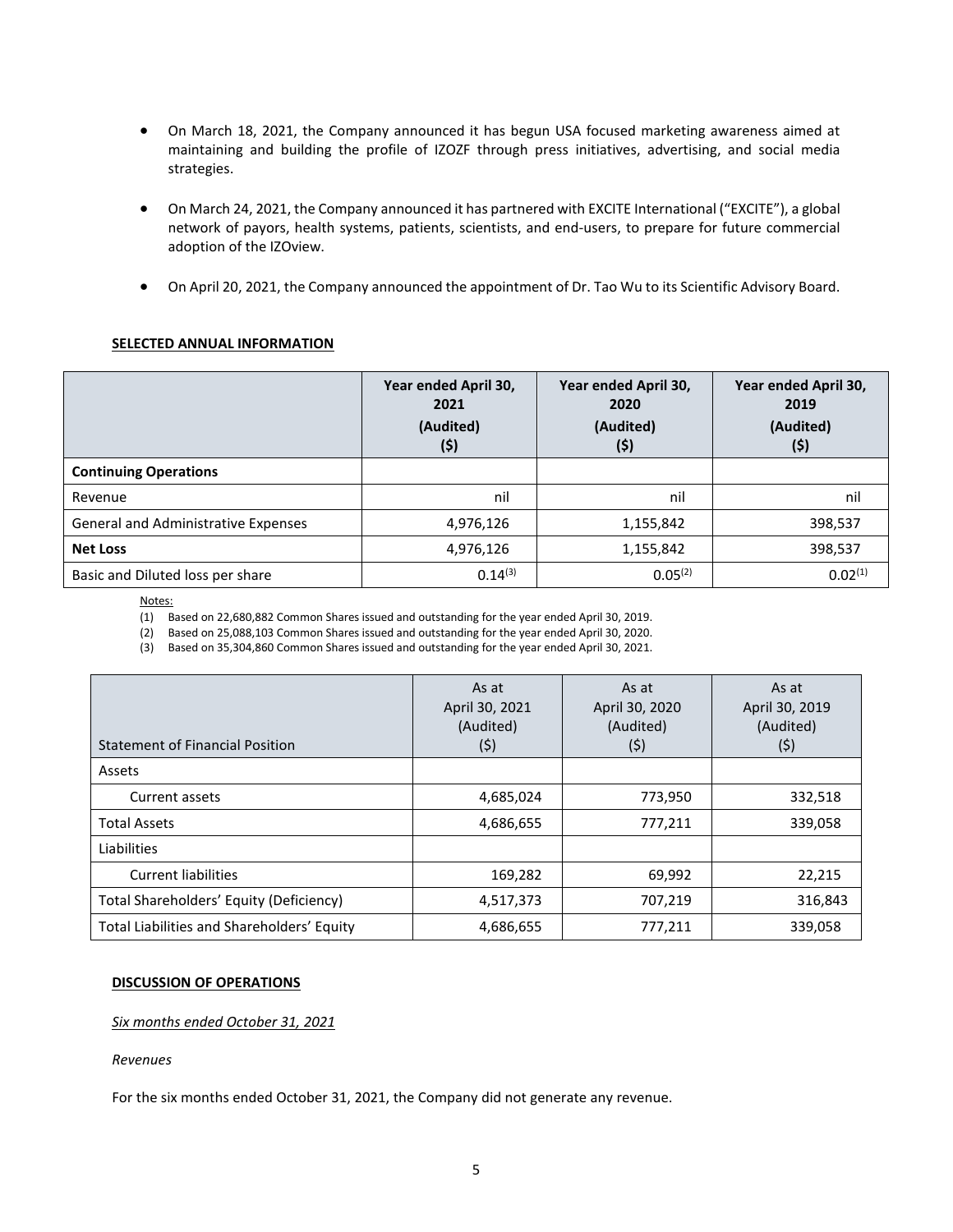- On March 18, 2021, the Company announced it has begun USA focused marketing awareness aimed at maintaining and building the profile of IZOZF through press initiatives, advertising, and social media strategies.

- On March 24, 2021, the Company announced it has partnered with EXCITE International ("EXCITE"), a global network of payors, health systems, patients, scientists, and end-users, to prepare for future commercial adoption of the IZOview.

- On April 20, 2021, the Company announced the appointment of Dr. Tao Wu to its Scientific Advisory Board.

**SELECTED ANNUAL INFORMATION**

| | **Year ended April 30, 2021 (Audited) ($)** | **Year ended April 30, 2020 (Audited) ($)** | **Year ended April 30, 2019 (Audited) ($)** |
|---|---|---|---|
| **Continuing Operations** | | | |
| Revenue | nil | nil | nil |
| General and Administrative Expenses | 4,976,126 | 1,155,842 | 398,537 |
| **Net Loss** | 4,976,126 | 1,155,842 | 398,537 |
| Basic and Diluted loss per share | 0.14[(3)] | 0.05[(2)] | 0.02[(1)] |

Notes:

(1) Based on 22,680,882 Common Shares issued and outstanding for the year ended April 30, 2019.

(2) Based on 25,088,103 Common Shares issued and outstanding for the year ended April 30, 2020.

(3) Based on 35,304,860 Common Shares issued and outstanding for the year ended April 30, 2021.

| Statement of Financial Position | As at April 30, 2021 (Audited) ($) | As at April 30, 2020 (Audited) ($) | As at April 30, 2019 (Audited) ($) |
|---|---|---|---|
| Assets | | | |
| Current assets | 4,685,024 | 773,950 | 332,518 |
| Total Assets | 4,686,655 | 777,211 | 339,058 |
| Liabilities | | | |
| Current liabilities | 169,282 | 69,992 | 22,215 |
| Total Shareholders' Equity (Deficiency) | 4,517,373 | 707,219 | 316,843 |
| Total Liabilities and Shareholders' Equity | 4,686,655 | 777,211 | 339,058 |

**DISCUSSION OF OPERATIONS**

*Six months ended October 31, 2021*

*Revenues*

For the six months ended October 31, 2021, the Company did not generate any revenue.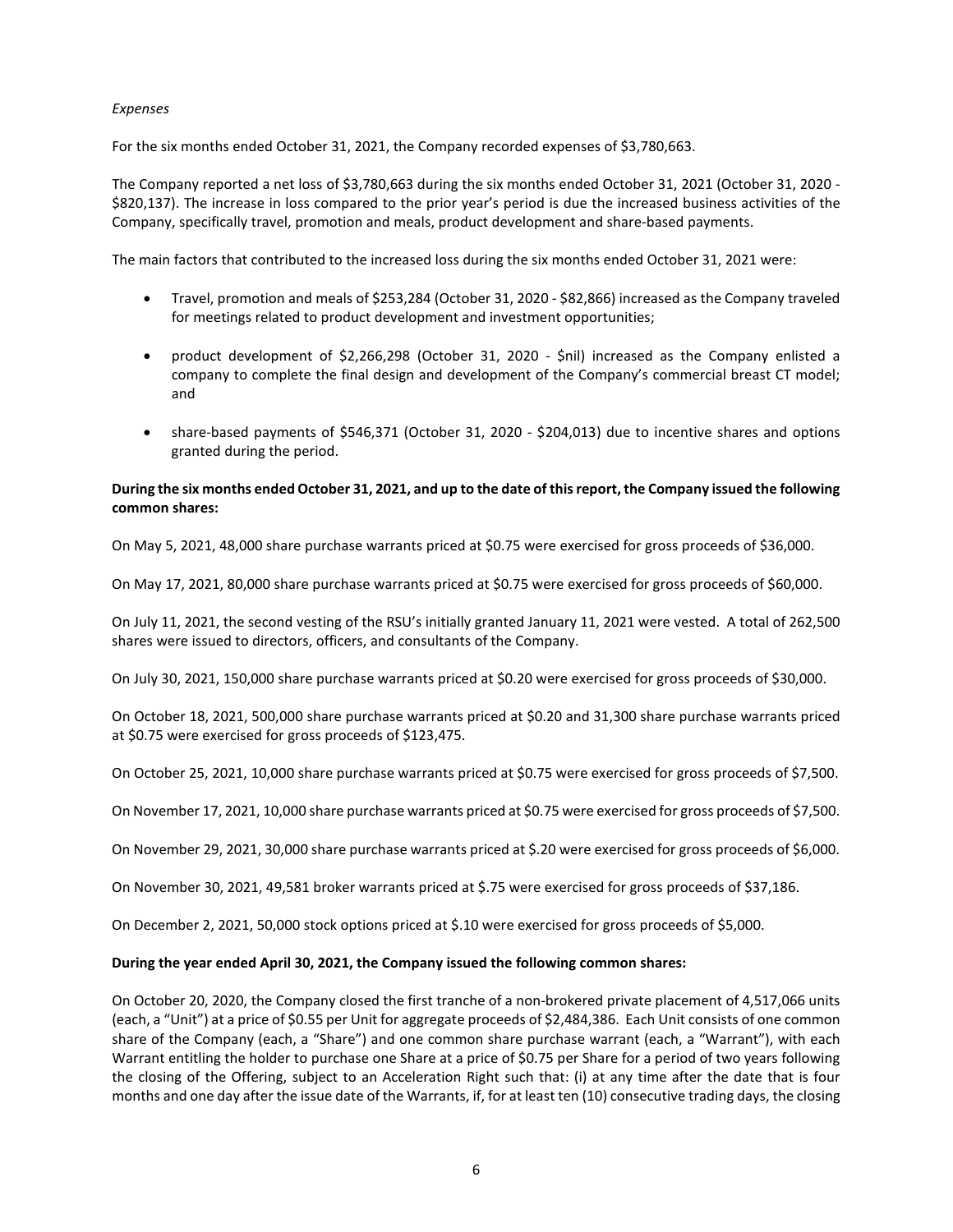*Expenses*

For the six months ended October 31, 2021, the Company recorded expenses of $3,780,663.

The Company reported a net loss of $3,780,663 during the six months ended October 31, 2021 (October 31, 2020 - $820,137). The increase in loss compared to the prior year's period is due the increased business activities of the Company, specifically travel, promotion and meals, product development and share-based payments.

The main factors that contributed to the increased loss during the six months ended October 31, 2021 were:

- Travel, promotion and meals of $253,284 (October 31, 2020 - $82,866) increased as the Company traveled for meetings related to product development and investment opportunities;
- product development of $2,266,298 (October 31, 2020 - $nil) increased as the Company enlisted a company to complete the final design and development of the Company's commercial breast CT model; and
- share-based payments of $546,371 (October 31, 2020 - $204,013) due to incentive shares and options granted during the period.

**During the six months ended October 31, 2021, and up to the date of this report, the Company issued the following common shares:**

On May 5, 2021, 48,000 share purchase warrants priced at $0.75 were exercised for gross proceeds of $36,000.

On May 17, 2021, 80,000 share purchase warrants priced at $0.75 were exercised for gross proceeds of $60,000.

On July 11, 2021, the second vesting of the RSU's initially granted January 11, 2021 were vested. A total of 262,500 shares were issued to directors, officers, and consultants of the Company.

On July 30, 2021, 150,000 share purchase warrants priced at $0.20 were exercised for gross proceeds of $30,000.

On October 18, 2021, 500,000 share purchase warrants priced at $0.20 and 31,300 share purchase warrants priced at $0.75 were exercised for gross proceeds of $123,475.

On October 25, 2021, 10,000 share purchase warrants priced at $0.75 were exercised for gross proceeds of $7,500.

On November 17, 2021, 10,000 share purchase warrants priced at $0.75 were exercised for gross proceeds of $7,500.

On November 29, 2021, 30,000 share purchase warrants priced at $.20 were exercised for gross proceeds of $6,000.

On November 30, 2021, 49,581 broker warrants priced at $.75 were exercised for gross proceeds of $37,186.

On December 2, 2021, 50,000 stock options priced at $.10 were exercised for gross proceeds of $5,000.

**During the year ended April 30, 2021, the Company issued the following common shares:**

On October 20, 2020, the Company closed the first tranche of a non-brokered private placement of 4,517,066 units (each, a "Unit") at a price of $0.55 per Unit for aggregate proceeds of $2,484,386. Each Unit consists of one common share of the Company (each, a "Share") and one common share purchase warrant (each, a "Warrant"), with each Warrant entitling the holder to purchase one Share at a price of $0.75 per Share for a period of two years following the closing of the Offering, subject to an Acceleration Right such that: (i) at any time after the date that is four months and one day after the issue date of the Warrants, if, for at least ten (10) consecutive trading days, the closing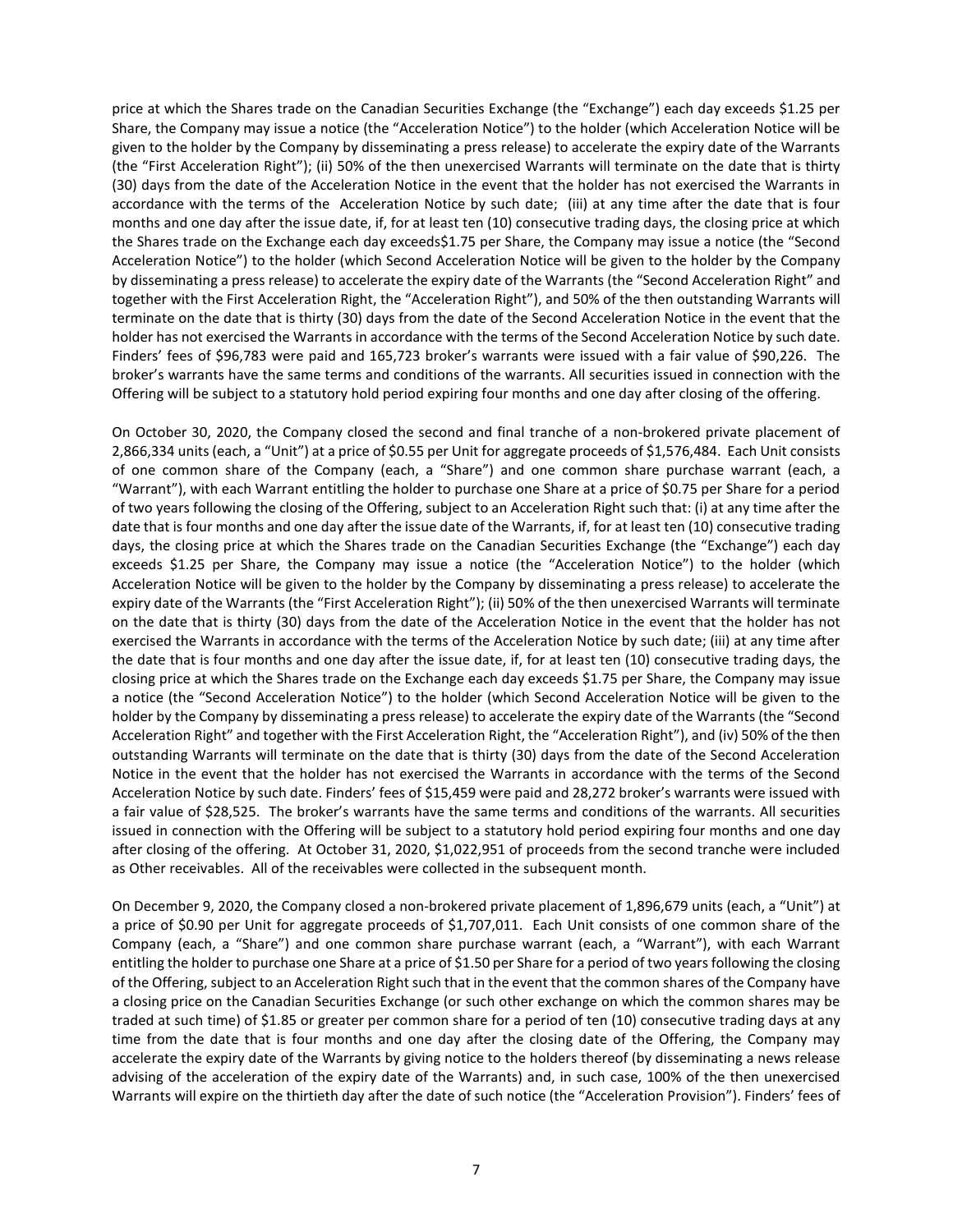price at which the Shares trade on the Canadian Securities Exchange (the "Exchange") each day exceeds $1.25 per Share, the Company may issue a notice (the "Acceleration Notice") to the holder (which Acceleration Notice will be given to the holder by the Company by disseminating a press release) to accelerate the expiry date of the Warrants (the "First Acceleration Right"); (ii) 50% of the then unexercised Warrants will terminate on the date that is thirty (30) days from the date of the Acceleration Notice in the event that the holder has not exercised the Warrants in accordance with the terms of the Acceleration Notice by such date; (iii) at any time after the date that is four months and one day after the issue date, if, for at least ten (10) consecutive trading days, the closing price at which the Shares trade on the Exchange each day exceeds$1.75 per Share, the Company may issue a notice (the "Second Acceleration Notice") to the holder (which Second Acceleration Notice will be given to the holder by the Company by disseminating a press release) to accelerate the expiry date of the Warrants (the "Second Acceleration Right" and together with the First Acceleration Right, the "Acceleration Right"), and 50% of the then outstanding Warrants will terminate on the date that is thirty (30) days from the date of the Second Acceleration Notice in the event that the holder has not exercised the Warrants in accordance with the terms of the Second Acceleration Notice by such date. Finders' fees of $96,783 were paid and 165,723 broker's warrants were issued with a fair value of $90,226. The broker's warrants have the same terms and conditions of the warrants. All securities issued in connection with the Offering will be subject to a statutory hold period expiring four months and one day after closing of the offering.

On October 30, 2020, the Company closed the second and final tranche of a non-brokered private placement of 2,866,334 units (each, a "Unit") at a price of $0.55 per Unit for aggregate proceeds of $1,576,484. Each Unit consists of one common share of the Company (each, a "Share") and one common share purchase warrant (each, a "Warrant"), with each Warrant entitling the holder to purchase one Share at a price of $0.75 per Share for a period of two years following the closing of the Offering, subject to an Acceleration Right such that: (i) at any time after the date that is four months and one day after the issue date of the Warrants, if, for at least ten (10) consecutive trading days, the closing price at which the Shares trade on the Canadian Securities Exchange (the "Exchange") each day exceeds $1.25 per Share, the Company may issue a notice (the "Acceleration Notice") to the holder (which Acceleration Notice will be given to the holder by the Company by disseminating a press release) to accelerate the expiry date of the Warrants (the "First Acceleration Right"); (ii) 50% of the then unexercised Warrants will terminate on the date that is thirty (30) days from the date of the Acceleration Notice in the event that the holder has not exercised the Warrants in accordance with the terms of the Acceleration Notice by such date; (iii) at any time after the date that is four months and one day after the issue date, if, for at least ten (10) consecutive trading days, the closing price at which the Shares trade on the Exchange each day exceeds $1.75 per Share, the Company may issue a notice (the "Second Acceleration Notice") to the holder (which Second Acceleration Notice will be given to the holder by the Company by disseminating a press release) to accelerate the expiry date of the Warrants (the "Second Acceleration Right" and together with the First Acceleration Right, the "Acceleration Right"), and (iv) 50% of the then outstanding Warrants will terminate on the date that is thirty (30) days from the date of the Second Acceleration Notice in the event that the holder has not exercised the Warrants in accordance with the terms of the Second Acceleration Notice by such date. Finders' fees of $15,459 were paid and 28,272 broker's warrants were issued with a fair value of $28,525. The broker's warrants have the same terms and conditions of the warrants. All securities issued in connection with the Offering will be subject to a statutory hold period expiring four months and one day after closing of the offering. At October 31, 2020, $1,022,951 of proceeds from the second tranche were included as Other receivables. All of the receivables were collected in the subsequent month.

On December 9, 2020, the Company closed a non-brokered private placement of 1,896,679 units (each, a "Unit") at a price of $0.90 per Unit for aggregate proceeds of $1,707,011. Each Unit consists of one common share of the Company (each, a "Share") and one common share purchase warrant (each, a "Warrant"), with each Warrant entitling the holder to purchase one Share at a price of $1.50 per Share for a period of two years following the closing of the Offering, subject to an Acceleration Right such that in the event that the common shares of the Company have a closing price on the Canadian Securities Exchange (or such other exchange on which the common shares may be traded at such time) of $1.85 or greater per common share for a period of ten (10) consecutive trading days at any time from the date that is four months and one day after the closing date of the Offering, the Company may accelerate the expiry date of the Warrants by giving notice to the holders thereof (by disseminating a news release advising of the acceleration of the expiry date of the Warrants) and, in such case, 100% of the then unexercised Warrants will expire on the thirtieth day after the date of such notice (the "Acceleration Provision"). Finders' fees of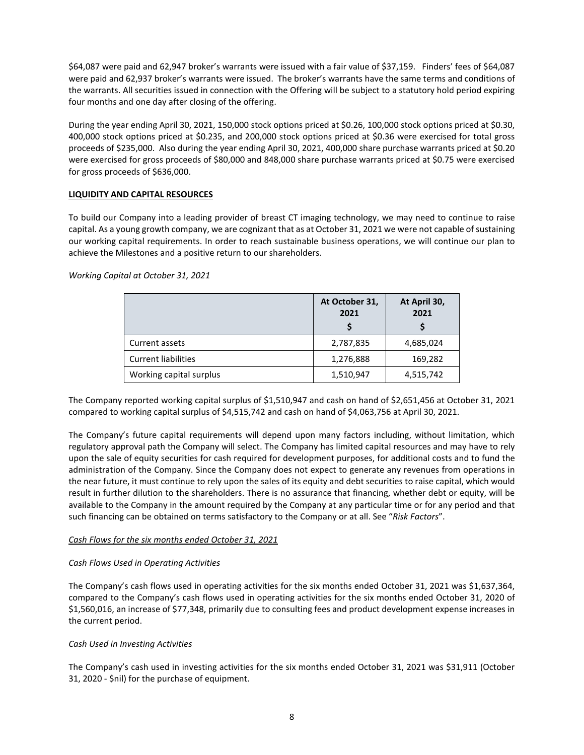$64,087 were paid and 62,947 broker's warrants were issued with a fair value of $37,159. Finders' fees of $64,087 were paid and 62,937 broker's warrants were issued. The broker's warrants have the same terms and conditions of the warrants. All securities issued in connection with the Offering will be subject to a statutory hold period expiring four months and one day after closing of the offering.

During the year ending April 30, 2021, 150,000 stock options priced at $0.26, 100,000 stock options priced at $0.30, 400,000 stock options priced at $0.235, and 200,000 stock options priced at $0.36 were exercised for total gross proceeds of $235,000. Also during the year ending April 30, 2021, 400,000 share purchase warrants priced at $0.20 were exercised for gross proceeds of $80,000 and 848,000 share purchase warrants priced at $0.75 were exercised for gross proceeds of $636,000.

## LIQUIDITY AND CAPITAL RESOURCES

To build our Company into a leading provider of breast CT imaging technology, we may need to continue to raise capital. As a young growth company, we are cognizant that as at October 31, 2021 we were not capable of sustaining our working capital requirements. In order to reach sustainable business operations, we will continue our plan to achieve the Milestones and a positive return to our shareholders.

*Working Capital at October 31, 2021*

| | At October 31, 2021 $ | At April 30, 2021 $ |
|---|---|---|
| Current assets | 2,787,835 | 4,685,024 |
| Current liabilities | 1,276,888 | 169,282 |
| Working capital surplus | 1,510,947 | 4,515,742 |

The Company reported working capital surplus of $1,510,947 and cash on hand of $2,651,456 at October 31, 2021 compared to working capital surplus of $4,515,742 and cash on hand of $4,063,756 at April 30, 2021.

The Company's future capital requirements will depend upon many factors including, without limitation, which regulatory approval path the Company will select. The Company has limited capital resources and may have to rely upon the sale of equity securities for cash required for development purposes, for additional costs and to fund the administration of the Company. Since the Company does not expect to generate any revenues from operations in the near future, it must continue to rely upon the sales of its equity and debt securities to raise capital, which would result in further dilution to the shareholders. There is no assurance that financing, whether debt or equity, will be available to the Company in the amount required by the Company at any particular time or for any period and that such financing can be obtained on terms satisfactory to the Company or at all. See "*Risk Factors*".

*Cash Flows for the six months ended October 31, 2021*

*Cash Flows Used in Operating Activities*

The Company's cash flows used in operating activities for the six months ended October 31, 2021 was $1,637,364, compared to the Company's cash flows used in operating activities for the six months ended October 31, 2020 of $1,560,016, an increase of $77,348, primarily due to consulting fees and product development expense increases in the current period.

*Cash Used in Investing Activities*

The Company's cash used in investing activities for the six months ended October 31, 2021 was $31,911 (October 31, 2020 - $nil) for the purchase of equipment.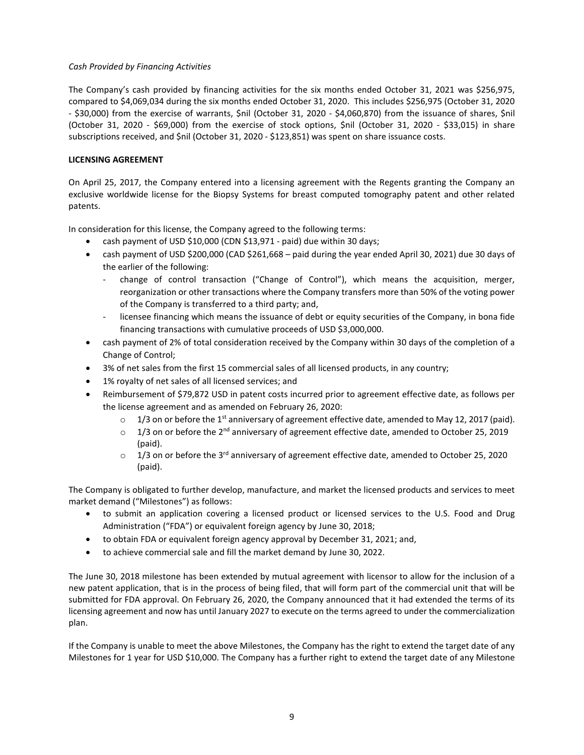*Cash Provided by Financing Activities*

The Company's cash provided by financing activities for the six months ended October 31, 2021 was $256,975, compared to $4,069,034 during the six months ended October 31, 2020. This includes $256,975 (October 31, 2020 - $30,000) from the exercise of warrants, $nil (October 31, 2020 - $4,060,870) from the issuance of shares, $nil (October 31, 2020 - $69,000) from the exercise of stock options, $nil (October 31, 2020 - $33,015) in share subscriptions received, and $nil (October 31, 2020 - $123,851) was spent on share issuance costs.

**LICENSING AGREEMENT**

On April 25, 2017, the Company entered into a licensing agreement with the Regents granting the Company an exclusive worldwide license for the Biopsy Systems for breast computed tomography patent and other related patents.

In consideration for this license, the Company agreed to the following terms:

- cash payment of USD $10,000 (CDN $13,971 - paid) due within 30 days;
- cash payment of USD $200,000 (CAD $261,668 – paid during the year ended April 30, 2021) due 30 days of the earlier of the following:
  - change of control transaction ("Change of Control"), which means the acquisition, merger, reorganization or other transactions where the Company transfers more than 50% of the voting power of the Company is transferred to a third party; and,
  - licensee financing which means the issuance of debt or equity securities of the Company, in bona fide financing transactions with cumulative proceeds of USD $3,000,000.
- cash payment of 2% of total consideration received by the Company within 30 days of the completion of a Change of Control;
- 3% of net sales from the first 15 commercial sales of all licensed products, in any country;
- 1% royalty of net sales of all licensed services; and
- Reimbursement of $79,872 USD in patent costs incurred prior to agreement effective date, as follows per the license agreement and as amended on February 26, 2020:
  - 1/3 on or before the 1st anniversary of agreement effective date, amended to May 12, 2017 (paid).
  - 1/3 on or before the 2nd anniversary of agreement effective date, amended to October 25, 2019 (paid).
  - 1/3 on or before the 3rd anniversary of agreement effective date, amended to October 25, 2020 (paid).

The Company is obligated to further develop, manufacture, and market the licensed products and services to meet market demand ("Milestones") as follows:

- to submit an application covering a licensed product or licensed services to the U.S. Food and Drug Administration ("FDA") or equivalent foreign agency by June 30, 2018;
- to obtain FDA or equivalent foreign agency approval by December 31, 2021; and,
- to achieve commercial sale and fill the market demand by June 30, 2022.

The June 30, 2018 milestone has been extended by mutual agreement with licensor to allow for the inclusion of a new patent application, that is in the process of being filed, that will form part of the commercial unit that will be submitted for FDA approval. On February 26, 2020, the Company announced that it had extended the terms of its licensing agreement and now has until January 2027 to execute on the terms agreed to under the commercialization plan.

If the Company is unable to meet the above Milestones, the Company has the right to extend the target date of any Milestones for 1 year for USD $10,000. The Company has a further right to extend the target date of any Milestone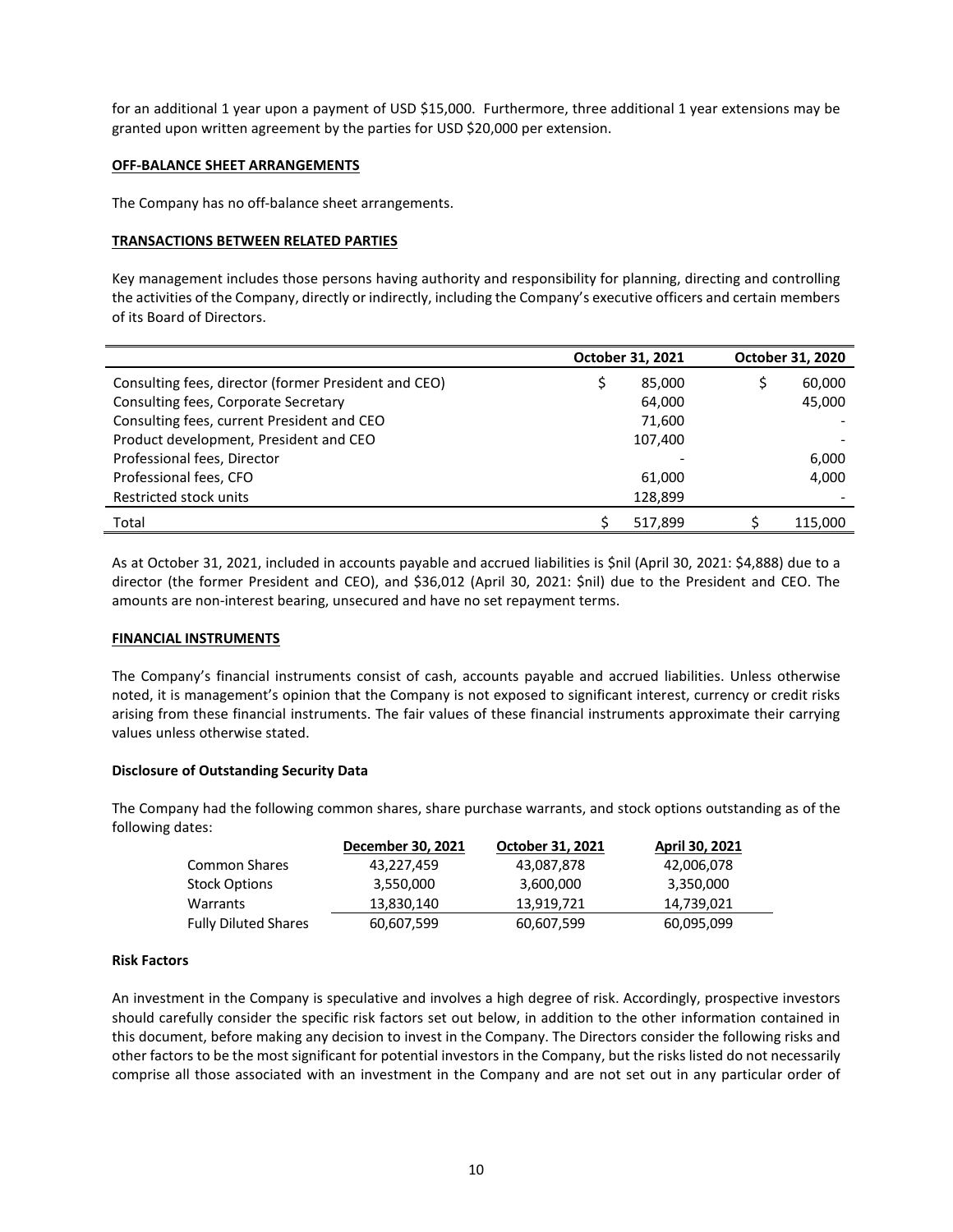for an additional 1 year upon a payment of USD $15,000. Furthermore, three additional 1 year extensions may be granted upon written agreement by the parties for USD $20,000 per extension.

**OFF-BALANCE SHEET ARRANGEMENTS**

The Company has no off-balance sheet arrangements.

**TRANSACTIONS BETWEEN RELATED PARTIES**

Key management includes those persons having authority and responsibility for planning, directing and controlling the activities of the Company, directly or indirectly, including the Company's executive officers and certain members of its Board of Directors.

| | October 31, 2021 | October 31, 2020 |
|---|---|---|
| Consulting fees, director (former President and CEO) | $ 85,000 | $ 60,000 |
| Consulting fees, Corporate Secretary | 64,000 | 45,000 |
| Consulting fees, current President and CEO | 71,600 | - |
| Product development, President and CEO | 107,400 | - |
| Professional fees, Director | - | 6,000 |
| Professional fees, CFO | 61,000 | 4,000 |
| Restricted stock units | 128,899 | - |
| Total | $ 517,899 | $ 115,000 |

As at October 31, 2021, included in accounts payable and accrued liabilities is $nil (April 30, 2021: $4,888) due to a director (the former President and CEO), and $36,012 (April 30, 2021: $nil) due to the President and CEO. The amounts are non-interest bearing, unsecured and have no set repayment terms.

**FINANCIAL INSTRUMENTS**

The Company's financial instruments consist of cash, accounts payable and accrued liabilities. Unless otherwise noted, it is management's opinion that the Company is not exposed to significant interest, currency or credit risks arising from these financial instruments. The fair values of these financial instruments approximate their carrying values unless otherwise stated.

**Disclosure of Outstanding Security Data**

The Company had the following common shares, share purchase warrants, and stock options outstanding as of the following dates:

| | December 30, 2021 | October 31, 2021 | April 30, 2021 |
|---|---|---|---|
| Common Shares | 43,227,459 | 43,087,878 | 42,006,078 |
| Stock Options | 3,550,000 | 3,600,000 | 3,350,000 |
| Warrants | 13,830,140 | 13,919,721 | 14,739,021 |
| Fully Diluted Shares | 60,607,599 | 60,607,599 | 60,095,099 |

**Risk Factors**

An investment in the Company is speculative and involves a high degree of risk. Accordingly, prospective investors should carefully consider the specific risk factors set out below, in addition to the other information contained in this document, before making any decision to invest in the Company. The Directors consider the following risks and other factors to be the most significant for potential investors in the Company, but the risks listed do not necessarily comprise all those associated with an investment in the Company and are not set out in any particular order of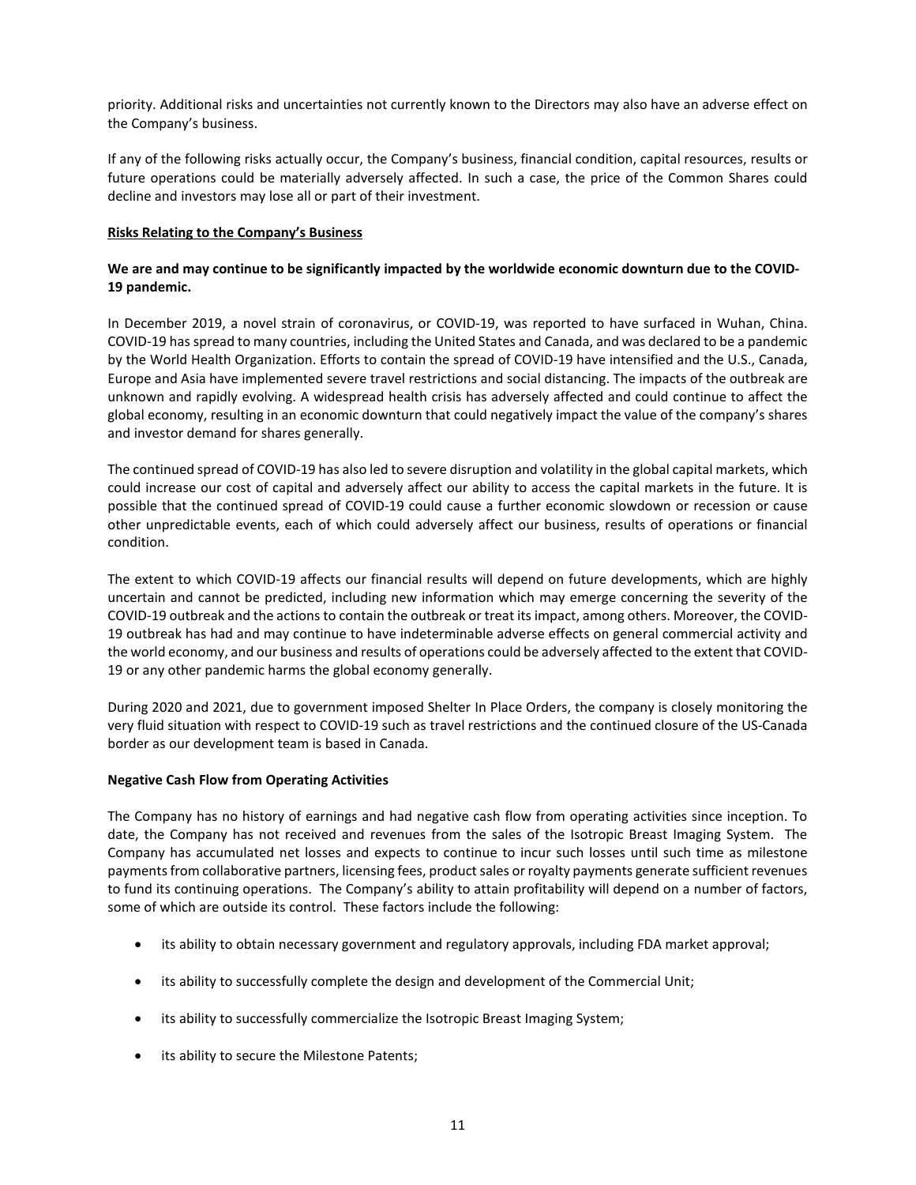priority. Additional risks and uncertainties not currently known to the Directors may also have an adverse effect on the Company's business.

If any of the following risks actually occur, the Company's business, financial condition, capital resources, results or future operations could be materially adversely affected. In such a case, the price of the Common Shares could decline and investors may lose all or part of their investment.

**Risks Relating to the Company's Business**

**We are and may continue to be significantly impacted by the worldwide economic downturn due to the COVID-19 pandemic.**

In December 2019, a novel strain of coronavirus, or COVID-19, was reported to have surfaced in Wuhan, China. COVID-19 has spread to many countries, including the United States and Canada, and was declared to be a pandemic by the World Health Organization. Efforts to contain the spread of COVID-19 have intensified and the U.S., Canada, Europe and Asia have implemented severe travel restrictions and social distancing. The impacts of the outbreak are unknown and rapidly evolving. A widespread health crisis has adversely affected and could continue to affect the global economy, resulting in an economic downturn that could negatively impact the value of the company's shares and investor demand for shares generally.

The continued spread of COVID-19 has also led to severe disruption and volatility in the global capital markets, which could increase our cost of capital and adversely affect our ability to access the capital markets in the future. It is possible that the continued spread of COVID-19 could cause a further economic slowdown or recession or cause other unpredictable events, each of which could adversely affect our business, results of operations or financial condition.

The extent to which COVID-19 affects our financial results will depend on future developments, which are highly uncertain and cannot be predicted, including new information which may emerge concerning the severity of the COVID-19 outbreak and the actions to contain the outbreak or treat its impact, among others. Moreover, the COVID-19 outbreak has had and may continue to have indeterminable adverse effects on general commercial activity and the world economy, and our business and results of operations could be adversely affected to the extent that COVID-19 or any other pandemic harms the global economy generally.

During 2020 and 2021, due to government imposed Shelter In Place Orders, the company is closely monitoring the very fluid situation with respect to COVID-19 such as travel restrictions and the continued closure of the US-Canada border as our development team is based in Canada.

**Negative Cash Flow from Operating Activities**

The Company has no history of earnings and had negative cash flow from operating activities since inception. To date, the Company has not received and revenues from the sales of the Isotropic Breast Imaging System. The Company has accumulated net losses and expects to continue to incur such losses until such time as milestone payments from collaborative partners, licensing fees, product sales or royalty payments generate sufficient revenues to fund its continuing operations. The Company's ability to attain profitability will depend on a number of factors, some of which are outside its control. These factors include the following:

- its ability to obtain necessary government and regulatory approvals, including FDA market approval;
- its ability to successfully complete the design and development of the Commercial Unit;
- its ability to successfully commercialize the Isotropic Breast Imaging System;
- its ability to secure the Milestone Patents;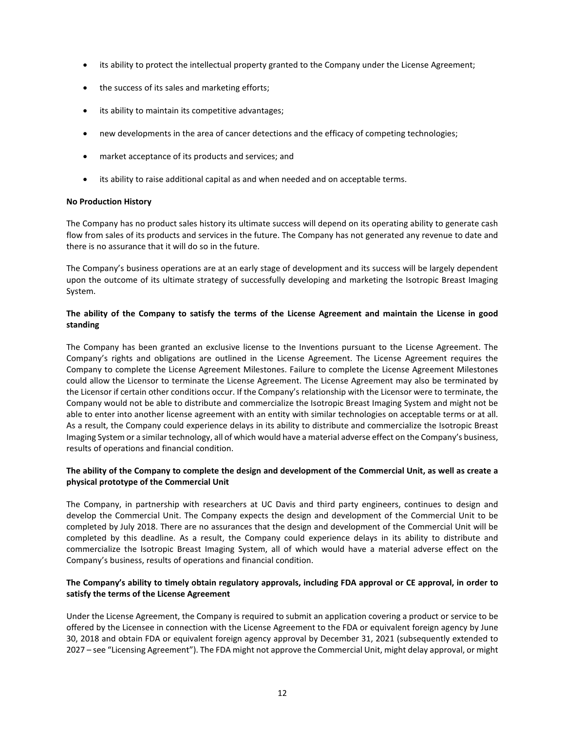- its ability to protect the intellectual property granted to the Company under the License Agreement;
- the success of its sales and marketing efforts;
- its ability to maintain its competitive advantages;
- new developments in the area of cancer detections and the efficacy of competing technologies;
- market acceptance of its products and services; and
- its ability to raise additional capital as and when needed and on acceptable terms.

**No Production History**

The Company has no product sales history its ultimate success will depend on its operating ability to generate cash flow from sales of its products and services in the future. The Company has not generated any revenue to date and there is no assurance that it will do so in the future.

The Company's business operations are at an early stage of development and its success will be largely dependent upon the outcome of its ultimate strategy of successfully developing and marketing the Isotropic Breast Imaging System.

**The ability of the Company to satisfy the terms of the License Agreement and maintain the License in good standing**

The Company has been granted an exclusive license to the Inventions pursuant to the License Agreement. The Company's rights and obligations are outlined in the License Agreement. The License Agreement requires the Company to complete the License Agreement Milestones. Failure to complete the License Agreement Milestones could allow the Licensor to terminate the License Agreement. The License Agreement may also be terminated by the Licensor if certain other conditions occur. If the Company's relationship with the Licensor were to terminate, the Company would not be able to distribute and commercialize the Isotropic Breast Imaging System and might not be able to enter into another license agreement with an entity with similar technologies on acceptable terms or at all. As a result, the Company could experience delays in its ability to distribute and commercialize the Isotropic Breast Imaging System or a similar technology, all of which would have a material adverse effect on the Company's business, results of operations and financial condition.

**The ability of the Company to complete the design and development of the Commercial Unit, as well as create a physical prototype of the Commercial Unit**

The Company, in partnership with researchers at UC Davis and third party engineers, continues to design and develop the Commercial Unit. The Company expects the design and development of the Commercial Unit to be completed by July 2018. There are no assurances that the design and development of the Commercial Unit will be completed by this deadline. As a result, the Company could experience delays in its ability to distribute and commercialize the Isotropic Breast Imaging System, all of which would have a material adverse effect on the Company's business, results of operations and financial condition.

**The Company's ability to timely obtain regulatory approvals, including FDA approval or CE approval, in order to satisfy the terms of the License Agreement**

Under the License Agreement, the Company is required to submit an application covering a product or service to be offered by the Licensee in connection with the License Agreement to the FDA or equivalent foreign agency by June 30, 2018 and obtain FDA or equivalent foreign agency approval by December 31, 2021 (subsequently extended to 2027 – see "Licensing Agreement"). The FDA might not approve the Commercial Unit, might delay approval, or might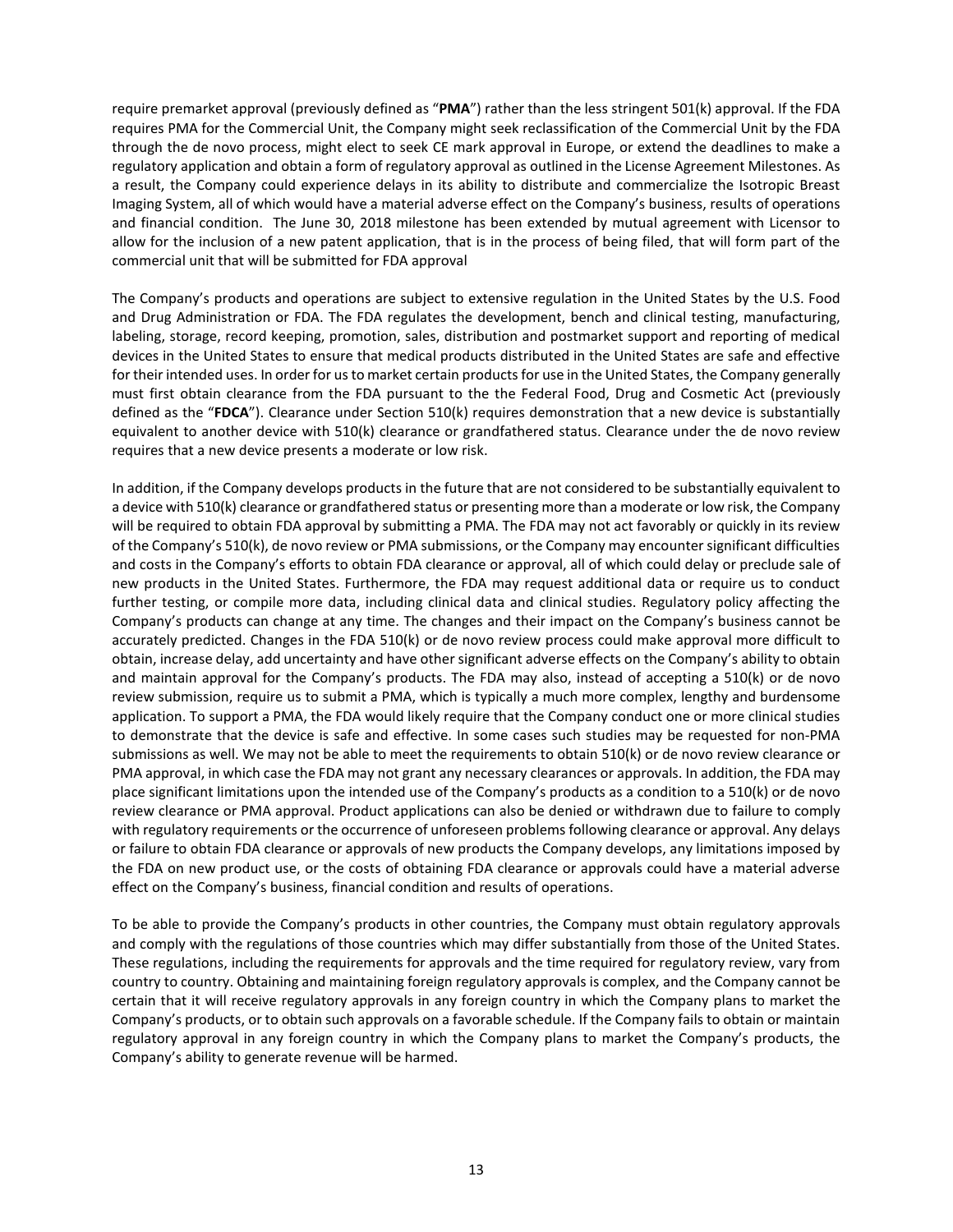require premarket approval (previously defined as "**PMA**") rather than the less stringent 501(k) approval. If the FDA requires PMA for the Commercial Unit, the Company might seek reclassification of the Commercial Unit by the FDA through the de novo process, might elect to seek CE mark approval in Europe, or extend the deadlines to make a regulatory application and obtain a form of regulatory approval as outlined in the License Agreement Milestones. As a result, the Company could experience delays in its ability to distribute and commercialize the Isotropic Breast Imaging System, all of which would have a material adverse effect on the Company's business, results of operations and financial condition. The June 30, 2018 milestone has been extended by mutual agreement with Licensor to allow for the inclusion of a new patent application, that is in the process of being filed, that will form part of the commercial unit that will be submitted for FDA approval

The Company's products and operations are subject to extensive regulation in the United States by the U.S. Food and Drug Administration or FDA. The FDA regulates the development, bench and clinical testing, manufacturing, labeling, storage, record keeping, promotion, sales, distribution and postmarket support and reporting of medical devices in the United States to ensure that medical products distributed in the United States are safe and effective for their intended uses. In order for us to market certain products for use in the United States, the Company generally must first obtain clearance from the FDA pursuant to the the Federal Food, Drug and Cosmetic Act (previously defined as the "**FDCA**"). Clearance under Section 510(k) requires demonstration that a new device is substantially equivalent to another device with 510(k) clearance or grandfathered status. Clearance under the de novo review requires that a new device presents a moderate or low risk.

In addition, if the Company develops products in the future that are not considered to be substantially equivalent to a device with 510(k) clearance or grandfathered status or presenting more than a moderate or low risk, the Company will be required to obtain FDA approval by submitting a PMA. The FDA may not act favorably or quickly in its review of the Company's 510(k), de novo review or PMA submissions, or the Company may encounter significant difficulties and costs in the Company's efforts to obtain FDA clearance or approval, all of which could delay or preclude sale of new products in the United States. Furthermore, the FDA may request additional data or require us to conduct further testing, or compile more data, including clinical data and clinical studies. Regulatory policy affecting the Company's products can change at any time. The changes and their impact on the Company's business cannot be accurately predicted. Changes in the FDA 510(k) or de novo review process could make approval more difficult to obtain, increase delay, add uncertainty and have other significant adverse effects on the Company's ability to obtain and maintain approval for the Company's products. The FDA may also, instead of accepting a 510(k) or de novo review submission, require us to submit a PMA, which is typically a much more complex, lengthy and burdensome application. To support a PMA, the FDA would likely require that the Company conduct one or more clinical studies to demonstrate that the device is safe and effective. In some cases such studies may be requested for non-PMA submissions as well. We may not be able to meet the requirements to obtain 510(k) or de novo review clearance or PMA approval, in which case the FDA may not grant any necessary clearances or approvals. In addition, the FDA may place significant limitations upon the intended use of the Company's products as a condition to a 510(k) or de novo review clearance or PMA approval. Product applications can also be denied or withdrawn due to failure to comply with regulatory requirements or the occurrence of unforeseen problems following clearance or approval. Any delays or failure to obtain FDA clearance or approvals of new products the Company develops, any limitations imposed by the FDA on new product use, or the costs of obtaining FDA clearance or approvals could have a material adverse effect on the Company's business, financial condition and results of operations.

To be able to provide the Company's products in other countries, the Company must obtain regulatory approvals and comply with the regulations of those countries which may differ substantially from those of the United States. These regulations, including the requirements for approvals and the time required for regulatory review, vary from country to country. Obtaining and maintaining foreign regulatory approvals is complex, and the Company cannot be certain that it will receive regulatory approvals in any foreign country in which the Company plans to market the Company's products, or to obtain such approvals on a favorable schedule. If the Company fails to obtain or maintain regulatory approval in any foreign country in which the Company plans to market the Company's products, the Company's ability to generate revenue will be harmed.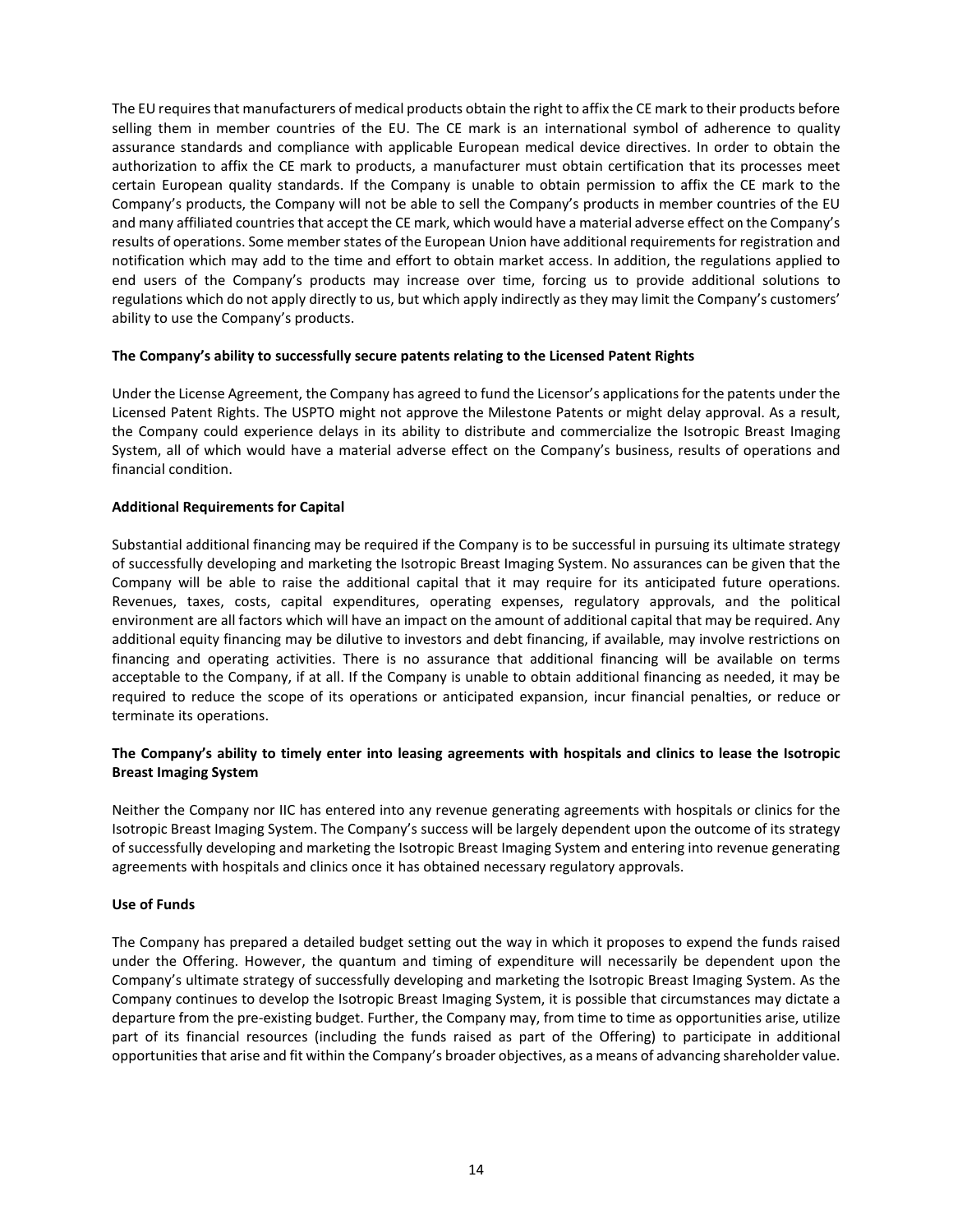The EU requires that manufacturers of medical products obtain the right to affix the CE mark to their products before selling them in member countries of the EU. The CE mark is an international symbol of adherence to quality assurance standards and compliance with applicable European medical device directives. In order to obtain the authorization to affix the CE mark to products, a manufacturer must obtain certification that its processes meet certain European quality standards. If the Company is unable to obtain permission to affix the CE mark to the Company's products, the Company will not be able to sell the Company's products in member countries of the EU and many affiliated countries that accept the CE mark, which would have a material adverse effect on the Company's results of operations. Some member states of the European Union have additional requirements for registration and notification which may add to the time and effort to obtain market access. In addition, the regulations applied to end users of the Company's products may increase over time, forcing us to provide additional solutions to regulations which do not apply directly to us, but which apply indirectly as they may limit the Company's customers' ability to use the Company's products.

**The Company's ability to successfully secure patents relating to the Licensed Patent Rights**

Under the License Agreement, the Company has agreed to fund the Licensor's applications for the patents under the Licensed Patent Rights. The USPTO might not approve the Milestone Patents or might delay approval. As a result, the Company could experience delays in its ability to distribute and commercialize the Isotropic Breast Imaging System, all of which would have a material adverse effect on the Company's business, results of operations and financial condition.

**Additional Requirements for Capital**

Substantial additional financing may be required if the Company is to be successful in pursuing its ultimate strategy of successfully developing and marketing the Isotropic Breast Imaging System. No assurances can be given that the Company will be able to raise the additional capital that it may require for its anticipated future operations. Revenues, taxes, costs, capital expenditures, operating expenses, regulatory approvals, and the political environment are all factors which will have an impact on the amount of additional capital that may be required. Any additional equity financing may be dilutive to investors and debt financing, if available, may involve restrictions on financing and operating activities. There is no assurance that additional financing will be available on terms acceptable to the Company, if at all. If the Company is unable to obtain additional financing as needed, it may be required to reduce the scope of its operations or anticipated expansion, incur financial penalties, or reduce or terminate its operations.

**The Company's ability to timely enter into leasing agreements with hospitals and clinics to lease the Isotropic Breast Imaging System**

Neither the Company nor IIC has entered into any revenue generating agreements with hospitals or clinics for the Isotropic Breast Imaging System. The Company's success will be largely dependent upon the outcome of its strategy of successfully developing and marketing the Isotropic Breast Imaging System and entering into revenue generating agreements with hospitals and clinics once it has obtained necessary regulatory approvals.

**Use of Funds**

The Company has prepared a detailed budget setting out the way in which it proposes to expend the funds raised under the Offering. However, the quantum and timing of expenditure will necessarily be dependent upon the Company's ultimate strategy of successfully developing and marketing the Isotropic Breast Imaging System. As the Company continues to develop the Isotropic Breast Imaging System, it is possible that circumstances may dictate a departure from the pre-existing budget. Further, the Company may, from time to time as opportunities arise, utilize part of its financial resources (including the funds raised as part of the Offering) to participate in additional opportunities that arise and fit within the Company's broader objectives, as a means of advancing shareholder value.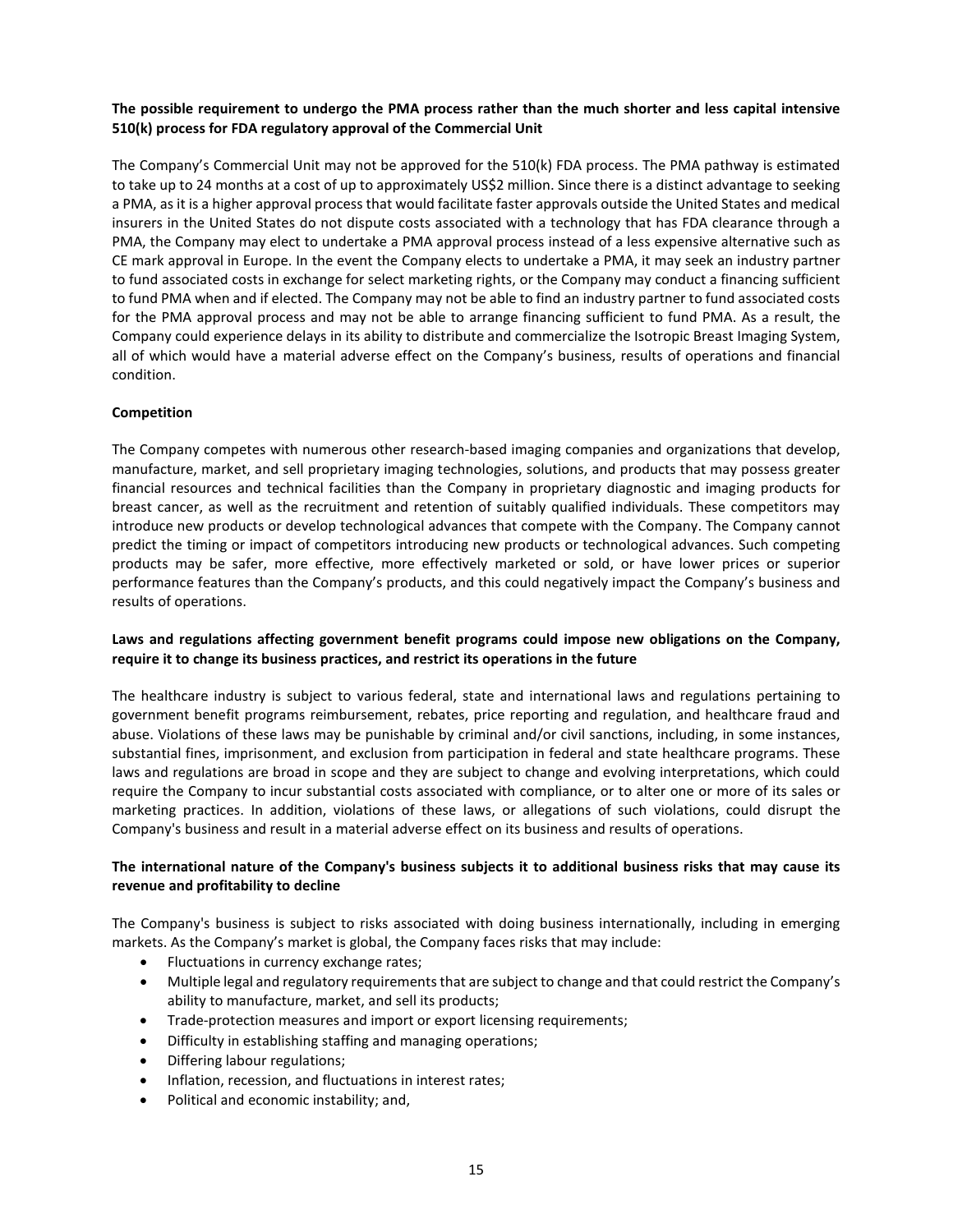**The possible requirement to undergo the PMA process rather than the much shorter and less capital intensive 510(k) process for FDA regulatory approval of the Commercial Unit**

The Company's Commercial Unit may not be approved for the 510(k) FDA process. The PMA pathway is estimated to take up to 24 months at a cost of up to approximately US$2 million. Since there is a distinct advantage to seeking a PMA, as it is a higher approval process that would facilitate faster approvals outside the United States and medical insurers in the United States do not dispute costs associated with a technology that has FDA clearance through a PMA, the Company may elect to undertake a PMA approval process instead of a less expensive alternative such as CE mark approval in Europe. In the event the Company elects to undertake a PMA, it may seek an industry partner to fund associated costs in exchange for select marketing rights, or the Company may conduct a financing sufficient to fund PMA when and if elected. The Company may not be able to find an industry partner to fund associated costs for the PMA approval process and may not be able to arrange financing sufficient to fund PMA. As a result, the Company could experience delays in its ability to distribute and commercialize the Isotropic Breast Imaging System, all of which would have a material adverse effect on the Company's business, results of operations and financial condition.

**Competition**

The Company competes with numerous other research-based imaging companies and organizations that develop, manufacture, market, and sell proprietary imaging technologies, solutions, and products that may possess greater financial resources and technical facilities than the Company in proprietary diagnostic and imaging products for breast cancer, as well as the recruitment and retention of suitably qualified individuals. These competitors may introduce new products or develop technological advances that compete with the Company. The Company cannot predict the timing or impact of competitors introducing new products or technological advances. Such competing products may be safer, more effective, more effectively marketed or sold, or have lower prices or superior performance features than the Company's products, and this could negatively impact the Company's business and results of operations.

**Laws and regulations affecting government benefit programs could impose new obligations on the Company, require it to change its business practices, and restrict its operations in the future**

The healthcare industry is subject to various federal, state and international laws and regulations pertaining to government benefit programs reimbursement, rebates, price reporting and regulation, and healthcare fraud and abuse. Violations of these laws may be punishable by criminal and/or civil sanctions, including, in some instances, substantial fines, imprisonment, and exclusion from participation in federal and state healthcare programs. These laws and regulations are broad in scope and they are subject to change and evolving interpretations, which could require the Company to incur substantial costs associated with compliance, or to alter one or more of its sales or marketing practices. In addition, violations of these laws, or allegations of such violations, could disrupt the Company's business and result in a material adverse effect on its business and results of operations.

**The international nature of the Company's business subjects it to additional business risks that may cause its revenue and profitability to decline**

The Company's business is subject to risks associated with doing business internationally, including in emerging markets. As the Company's market is global, the Company faces risks that may include:

- Fluctuations in currency exchange rates;
- Multiple legal and regulatory requirements that are subject to change and that could restrict the Company's ability to manufacture, market, and sell its products;
- Trade-protection measures and import or export licensing requirements;
- Difficulty in establishing staffing and managing operations;
- Differing labour regulations;
- Inflation, recession, and fluctuations in interest rates;
- Political and economic instability; and,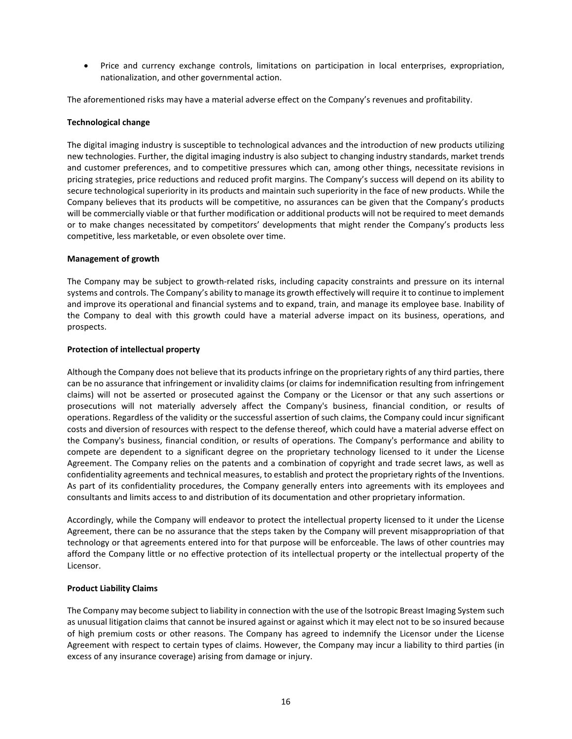- Price and currency exchange controls, limitations on participation in local enterprises, expropriation, nationalization, and other governmental action.

The aforementioned risks may have a material adverse effect on the Company's revenues and profitability.

**Technological change**

The digital imaging industry is susceptible to technological advances and the introduction of new products utilizing new technologies. Further, the digital imaging industry is also subject to changing industry standards, market trends and customer preferences, and to competitive pressures which can, among other things, necessitate revisions in pricing strategies, price reductions and reduced profit margins. The Company's success will depend on its ability to secure technological superiority in its products and maintain such superiority in the face of new products. While the Company believes that its products will be competitive, no assurances can be given that the Company's products will be commercially viable or that further modification or additional products will not be required to meet demands or to make changes necessitated by competitors' developments that might render the Company's products less competitive, less marketable, or even obsolete over time.

**Management of growth**

The Company may be subject to growth-related risks, including capacity constraints and pressure on its internal systems and controls. The Company's ability to manage its growth effectively will require it to continue to implement and improve its operational and financial systems and to expand, train, and manage its employee base. Inability of the Company to deal with this growth could have a material adverse impact on its business, operations, and prospects.

**Protection of intellectual property**

Although the Company does not believe that its products infringe on the proprietary rights of any third parties, there can be no assurance that infringement or invalidity claims (or claims for indemnification resulting from infringement claims) will not be asserted or prosecuted against the Company or the Licensor or that any such assertions or prosecutions will not materially adversely affect the Company's business, financial condition, or results of operations. Regardless of the validity or the successful assertion of such claims, the Company could incur significant costs and diversion of resources with respect to the defense thereof, which could have a material adverse effect on the Company's business, financial condition, or results of operations. The Company's performance and ability to compete are dependent to a significant degree on the proprietary technology licensed to it under the License Agreement. The Company relies on the patents and a combination of copyright and trade secret laws, as well as confidentiality agreements and technical measures, to establish and protect the proprietary rights of the Inventions. As part of its confidentiality procedures, the Company generally enters into agreements with its employees and consultants and limits access to and distribution of its documentation and other proprietary information.

Accordingly, while the Company will endeavor to protect the intellectual property licensed to it under the License Agreement, there can be no assurance that the steps taken by the Company will prevent misappropriation of that technology or that agreements entered into for that purpose will be enforceable. The laws of other countries may afford the Company little or no effective protection of its intellectual property or the intellectual property of the Licensor.

**Product Liability Claims**

The Company may become subject to liability in connection with the use of the Isotropic Breast Imaging System such as unusual litigation claims that cannot be insured against or against which it may elect not to be so insured because of high premium costs or other reasons. The Company has agreed to indemnify the Licensor under the License Agreement with respect to certain types of claims. However, the Company may incur a liability to third parties (in excess of any insurance coverage) arising from damage or injury.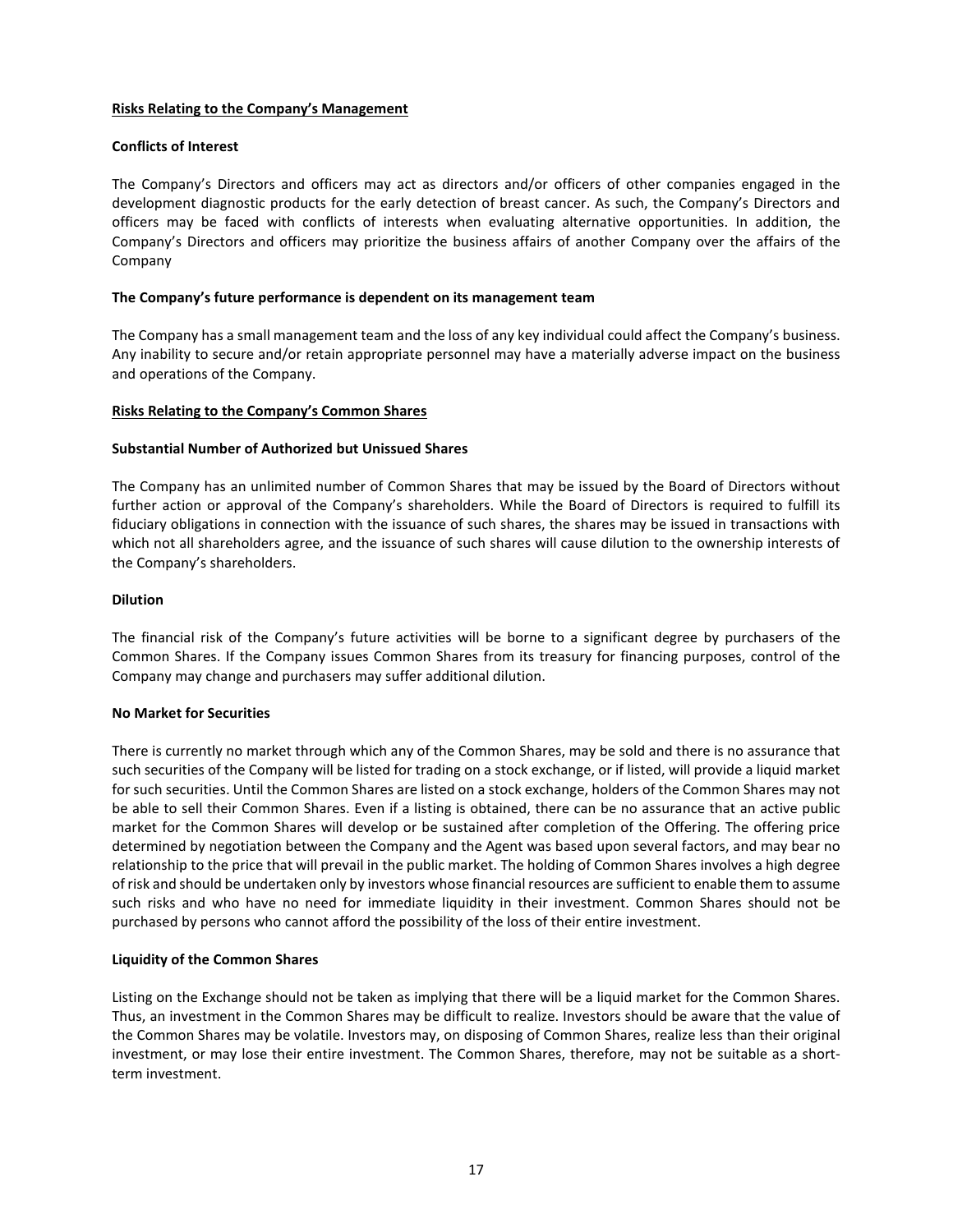## Risks Relating to the Company's Management

### Conflicts of Interest

The Company's Directors and officers may act as directors and/or officers of other companies engaged in the development diagnostic products for the early detection of breast cancer. As such, the Company's Directors and officers may be faced with conflicts of interests when evaluating alternative opportunities. In addition, the Company's Directors and officers may prioritize the business affairs of another Company over the affairs of the Company

### The Company's future performance is dependent on its management team

The Company has a small management team and the loss of any key individual could affect the Company's business. Any inability to secure and/or retain appropriate personnel may have a materially adverse impact on the business and operations of the Company.

## Risks Relating to the Company's Common Shares

### Substantial Number of Authorized but Unissued Shares

The Company has an unlimited number of Common Shares that may be issued by the Board of Directors without further action or approval of the Company's shareholders. While the Board of Directors is required to fulfill its fiduciary obligations in connection with the issuance of such shares, the shares may be issued in transactions with which not all shareholders agree, and the issuance of such shares will cause dilution to the ownership interests of the Company's shareholders.

### Dilution

The financial risk of the Company's future activities will be borne to a significant degree by purchasers of the Common Shares. If the Company issues Common Shares from its treasury for financing purposes, control of the Company may change and purchasers may suffer additional dilution.

### No Market for Securities

There is currently no market through which any of the Common Shares, may be sold and there is no assurance that such securities of the Company will be listed for trading on a stock exchange, or if listed, will provide a liquid market for such securities. Until the Common Shares are listed on a stock exchange, holders of the Common Shares may not be able to sell their Common Shares. Even if a listing is obtained, there can be no assurance that an active public market for the Common Shares will develop or be sustained after completion of the Offering. The offering price determined by negotiation between the Company and the Agent was based upon several factors, and may bear no relationship to the price that will prevail in the public market. The holding of Common Shares involves a high degree of risk and should be undertaken only by investors whose financial resources are sufficient to enable them to assume such risks and who have no need for immediate liquidity in their investment. Common Shares should not be purchased by persons who cannot afford the possibility of the loss of their entire investment.

### Liquidity of the Common Shares

Listing on the Exchange should not be taken as implying that there will be a liquid market for the Common Shares. Thus, an investment in the Common Shares may be difficult to realize. Investors should be aware that the value of the Common Shares may be volatile. Investors may, on disposing of Common Shares, realize less than their original investment, or may lose their entire investment. The Common Shares, therefore, may not be suitable as a short-term investment.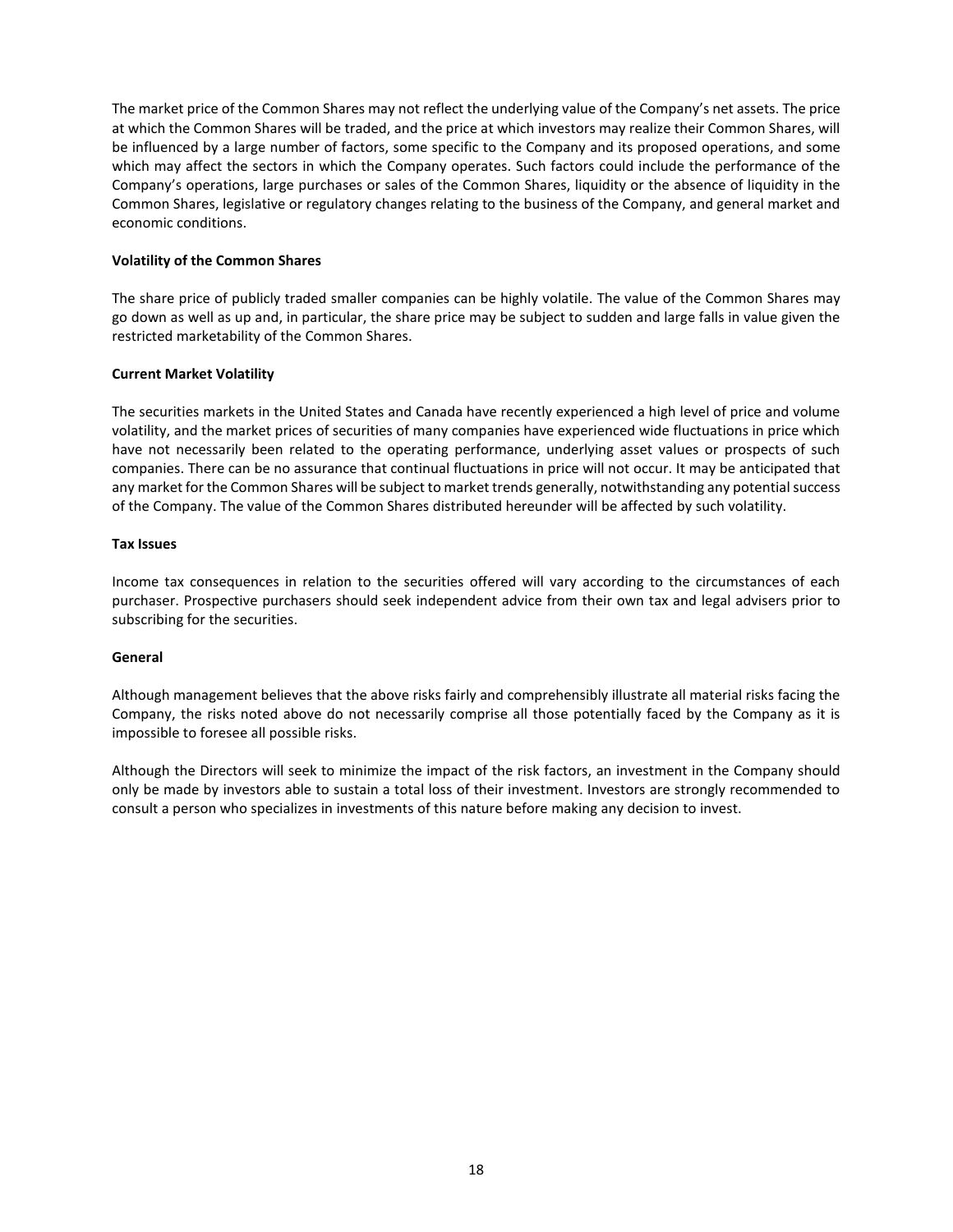The market price of the Common Shares may not reflect the underlying value of the Company's net assets. The price at which the Common Shares will be traded, and the price at which investors may realize their Common Shares, will be influenced by a large number of factors, some specific to the Company and its proposed operations, and some which may affect the sectors in which the Company operates. Such factors could include the performance of the Company's operations, large purchases or sales of the Common Shares, liquidity or the absence of liquidity in the Common Shares, legislative or regulatory changes relating to the business of the Company, and general market and economic conditions.

**Volatility of the Common Shares**

The share price of publicly traded smaller companies can be highly volatile. The value of the Common Shares may go down as well as up and, in particular, the share price may be subject to sudden and large falls in value given the restricted marketability of the Common Shares.

**Current Market Volatility**

The securities markets in the United States and Canada have recently experienced a high level of price and volume volatility, and the market prices of securities of many companies have experienced wide fluctuations in price which have not necessarily been related to the operating performance, underlying asset values or prospects of such companies. There can be no assurance that continual fluctuations in price will not occur. It may be anticipated that any market for the Common Shares will be subject to market trends generally, notwithstanding any potential success of the Company. The value of the Common Shares distributed hereunder will be affected by such volatility.

**Tax Issues**

Income tax consequences in relation to the securities offered will vary according to the circumstances of each purchaser. Prospective purchasers should seek independent advice from their own tax and legal advisers prior to subscribing for the securities.

**General**

Although management believes that the above risks fairly and comprehensibly illustrate all material risks facing the Company, the risks noted above do not necessarily comprise all those potentially faced by the Company as it is impossible to foresee all possible risks.

Although the Directors will seek to minimize the impact of the risk factors, an investment in the Company should only be made by investors able to sustain a total loss of their investment. Investors are strongly recommended to consult a person who specializes in investments of this nature before making any decision to invest.